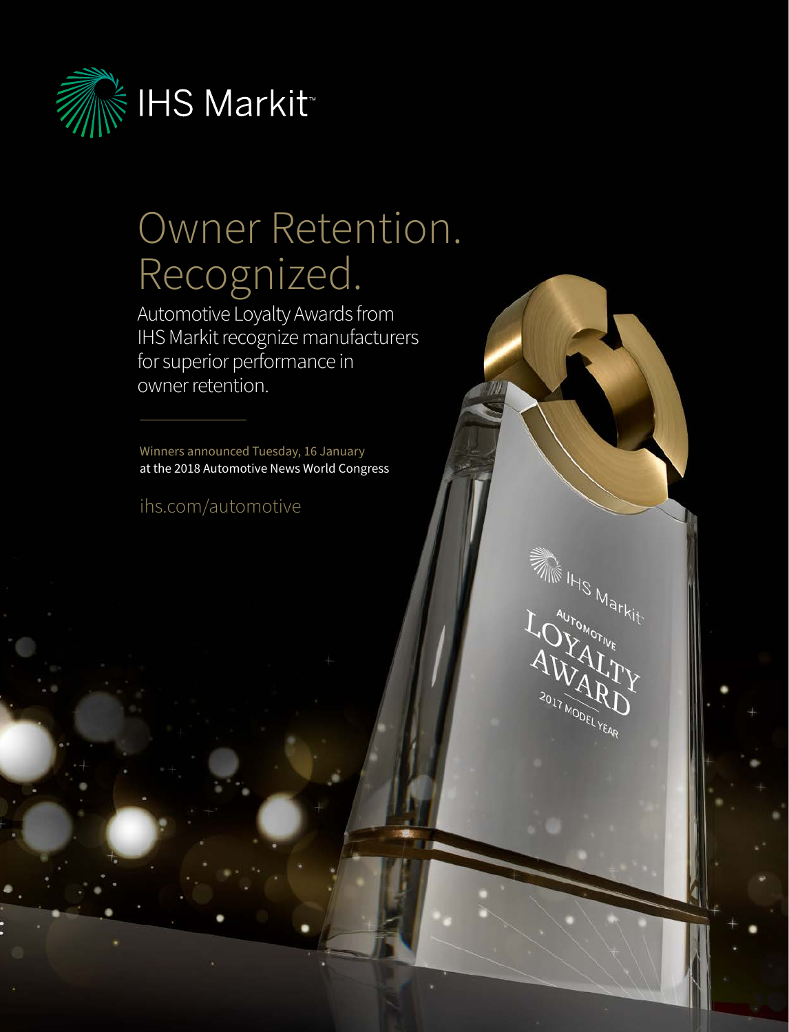IHS Markit™

# Owner Retention. Recognized.

Automotive Loyalty Awards from IHS Markit recognize manufacturers for superior performance in owner retention.

---

Winners announced Tuesday, 16 January at the 2018 Automotive News World Congress

ihs.com/automotive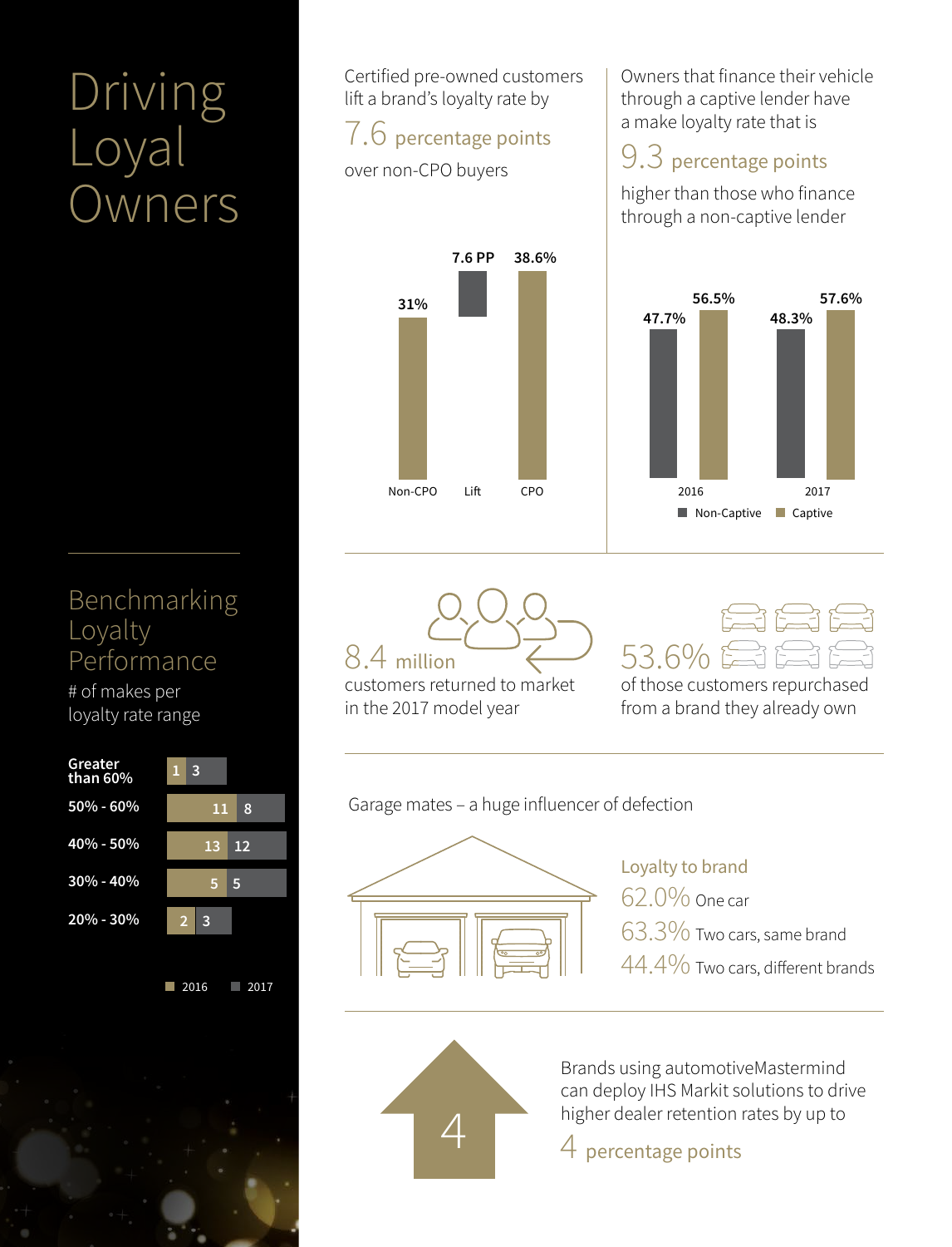# Driving Loyal Owners

Certified pre-owned customers lift a brand's loyalty rate by

7.6 percentage points

over non-CPO buyers

| | Non-CPO | Lift | CPO |
|---|---|---|---|
| Loyalty rate | 31% | 7.6 PP | 38.6% |

Owners that finance their vehicle through a captive lender have a make loyalty rate that is

9.3 percentage points

higher than those who finance through a non-captive lender

| | Non-Captive | Captive |
|---|---|---|
| 2016 | 47.7% | 56.5% |
| 2017 | 48.3% | 57.6% |

8.4 million

customers returned to market in the 2017 model year

53.6%

of those customers repurchased from a brand they already own

Garage mates – a huge influencer of defection

Loyalty to brand

62.0% One car

63.3% Two cars, same brand

44.4% Two cars, different brands

## Benchmarking Loyalty Performance

# of makes per loyalty rate range

| Loyalty rate range | 2016 | 2017 |
|---|---|---|
| Greater than 60% | 1 | 3 |
| 50% - 60% | 11 | 8 |
| 40% - 50% | 13 | 12 |
| 30% - 40% | 5 | 5 |
| 20% - 30% | 2 | 3 |

Brands using automotiveMastermind can deploy IHS Markit solutions to drive higher dealer retention rates by up to

4 percentage points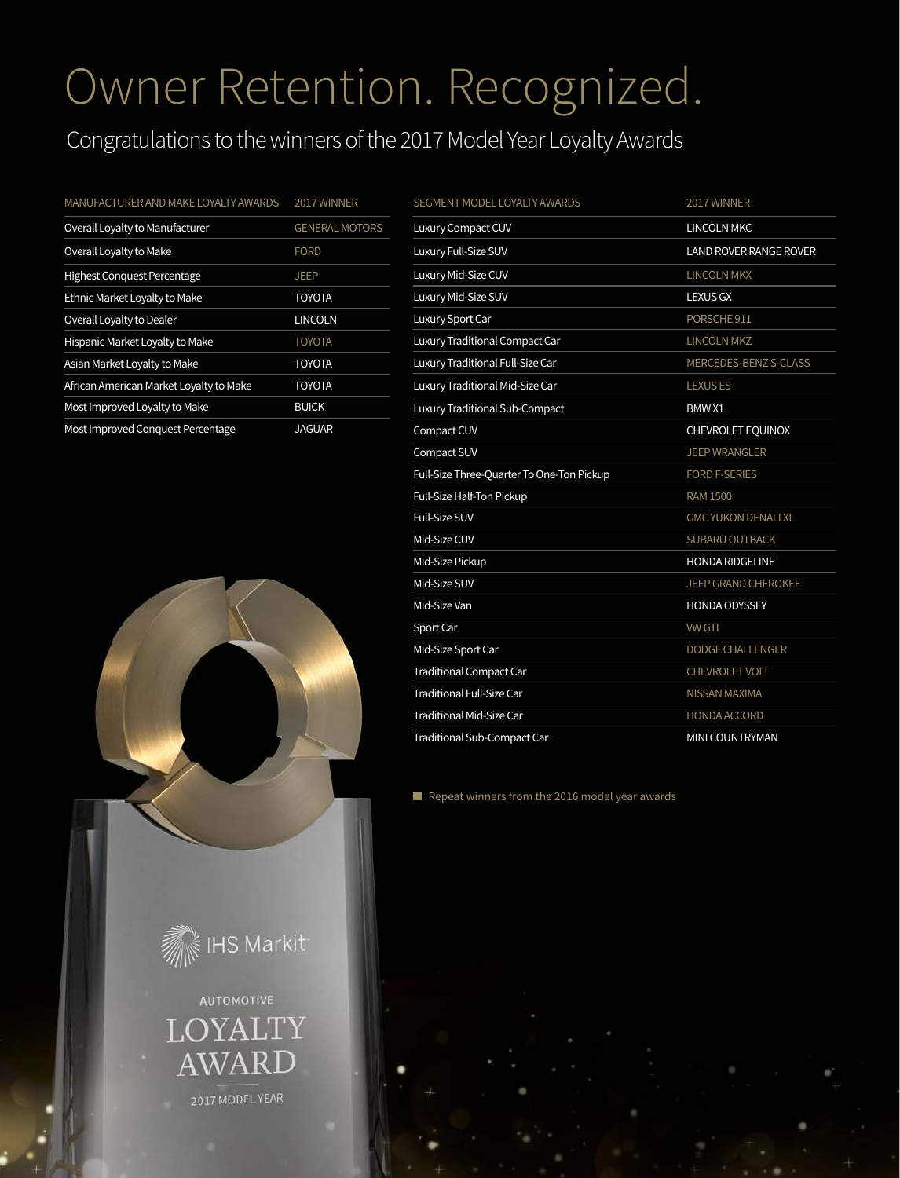# Owner Retention. Recognized.

## Congratulations to the winners of the 2017 Model Year Loyalty Awards

| MANUFACTURER AND MAKE LOYALTY AWARDS | 2017 WINNER |
|---|---|
| Overall Loyalty to Manufacturer | GENERAL MOTORS |
| Overall Loyalty to Make | FORD |
| Highest Conquest Percentage | JEEP |
| Ethnic Market Loyalty to Make | TOYOTA |
| Overall Loyalty to Dealer | LINCOLN |
| Hispanic Market Loyalty to Make | TOYOTA |
| Asian Market Loyalty to Make | TOYOTA |
| African American Market Loyalty to Make | TOYOTA |
| Most Improved Loyalty to Make | BUICK |
| Most Improved Conquest Percentage | JAGUAR |

| SEGMENT MODEL LOYALTY AWARDS | 2017 WINNER |
|---|---|
| Luxury Compact CUV | LINCOLN MKC |
| Luxury Full-Size SUV | LAND ROVER RANGE ROVER |
| Luxury Mid-Size CUV | LINCOLN MKX |
| Luxury Mid-Size SUV | LEXUS GX |
| Luxury Sport Car | PORSCHE 911 |
| Luxury Traditional Compact Car | LINCOLN MKZ |
| Luxury Traditional Full-Size Car | MERCEDES-BENZ S-CLASS |
| Luxury Traditional Mid-Size Car | LEXUS ES |
| Luxury Traditional Sub-Compact | BMW X1 |
| Compact CUV | CHEVROLET EQUINOX |
| Compact SUV | JEEP WRANGLER |
| Full-Size Three-Quarter To One-Ton Pickup | FORD F-SERIES |
| Full-Size Half-Ton Pickup | RAM 1500 |
| Full-Size SUV | GMC YUKON DENALI XL |
| Mid-Size CUV | SUBARU OUTBACK |
| Mid-Size Pickup | HONDA RIDGELINE |
| Mid-Size SUV | JEEP GRAND CHEROKEE |
| Mid-Size Van | HONDA ODYSSEY |
| Sport Car | VW GTI |
| Mid-Size Sport Car | DODGE CHALLENGER |
| Traditional Compact Car | CHEVROLET VOLT |
| Traditional Full-Size Car | NISSAN MAXIMA |
| Traditional Mid-Size Car | HONDA ACCORD |
| Traditional Sub-Compact Car | MINI COUNTRYMAN |

■ Repeat winners from the 2016 model year awards

IHS Markit

AUTOMOTIVE

LOYALTY AWARD

2017 MODEL YEAR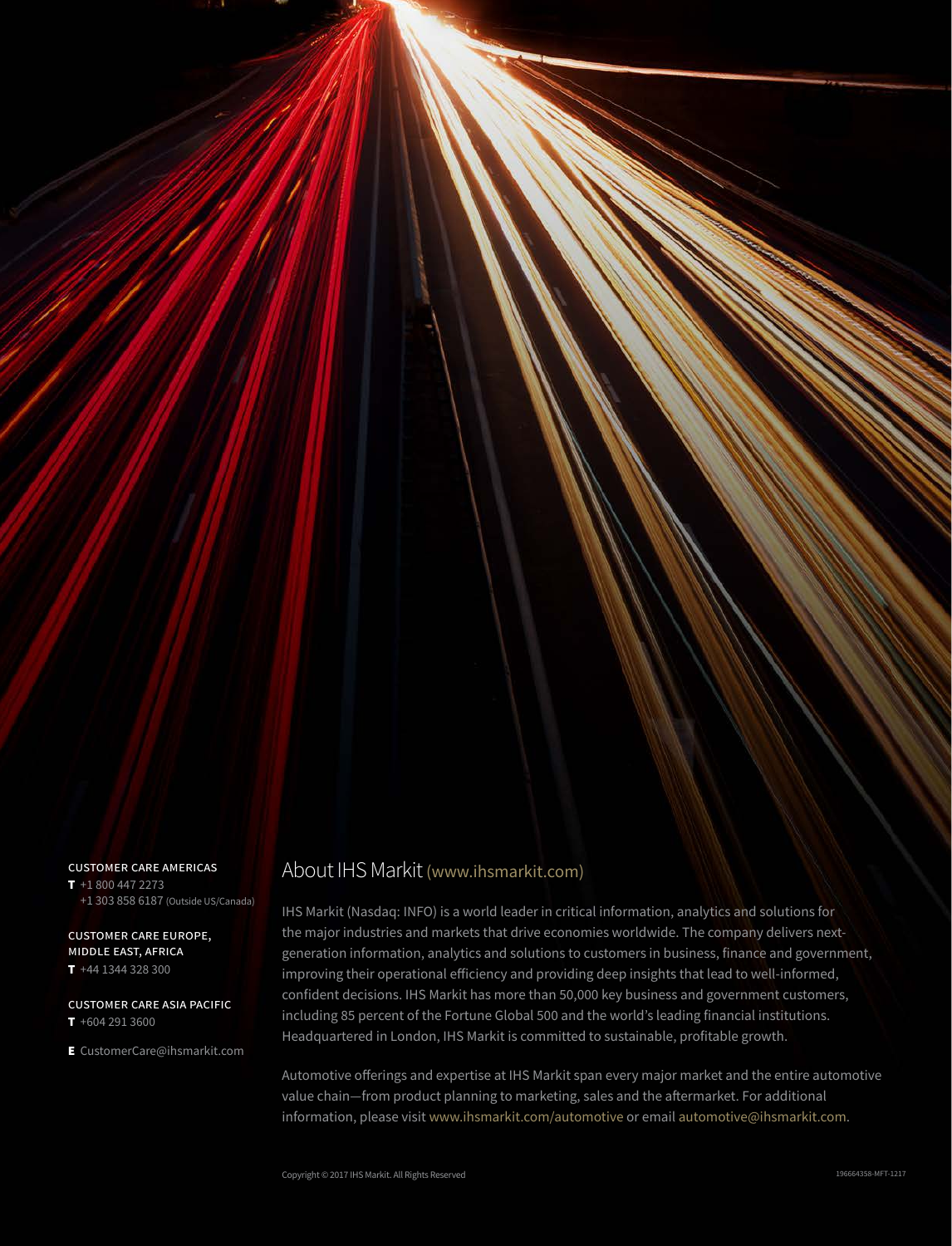CUSTOMER CARE AMERICAS
**T** +1 800 447 2273
+1 303 858 6187 (Outside US/Canada)

CUSTOMER CARE EUROPE, MIDDLE EAST, AFRICA
**T** +44 1344 328 300

CUSTOMER CARE ASIA PACIFIC
**T** +604 291 3600

**E** CustomerCare@ihsmarkit.com

## About IHS Markit (www.ihsmarkit.com)

IHS Markit (Nasdaq: INFO) is a world leader in critical information, analytics and solutions for the major industries and markets that drive economies worldwide. The company delivers next-generation information, analytics and solutions to customers in business, finance and government, improving their operational efficiency and providing deep insights that lead to well-informed, confident decisions. IHS Markit has more than 50,000 key business and government customers, including 85 percent of the Fortune Global 500 and the world's leading financial institutions. Headquartered in London, IHS Markit is committed to sustainable, profitable growth.

Automotive offerings and expertise at IHS Markit span every major market and the entire automotive value chain—from product planning to marketing, sales and the aftermarket. For additional information, please visit www.ihsmarkit.com/automotive or email automotive@ihsmarkit.com.

Copyright © 2017 IHS Markit. All Rights Reserved

196664358-MFT-1217